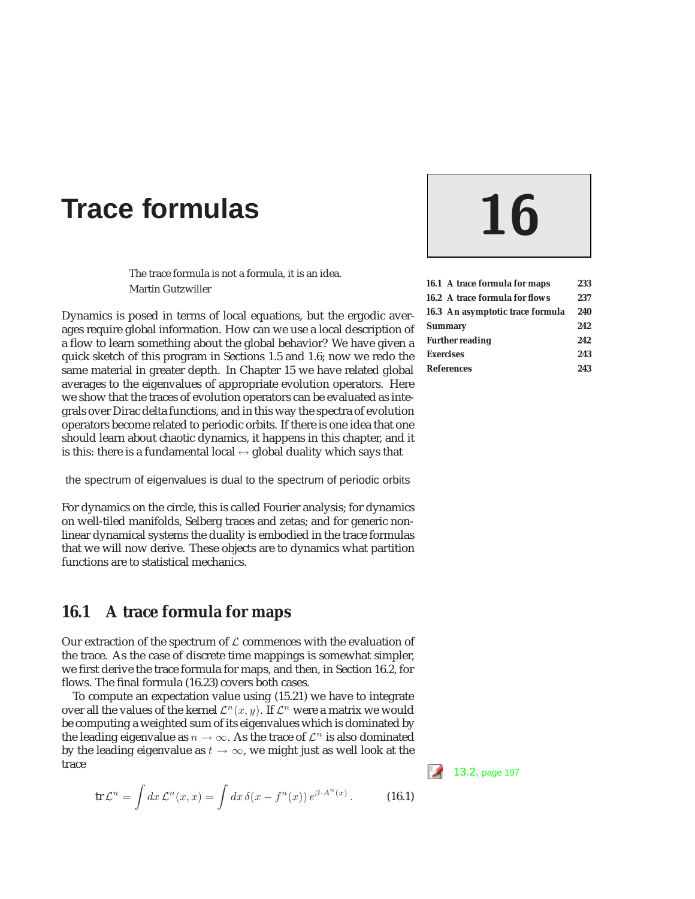# Trace formulas

# 16

| | |
|---|---|
| **16.1 A trace formula for maps** | **233** |
| **16.2 A trace formula for flows** | **237** |
| **16.3 An asymptotic trace formula** | **240** |
| **Summary** | **242** |
| **Further reading** | **242** |
| **Exercises** | **243** |
| **References** | **243** |

> The trace formula is not a formula, it is an idea.
> Martin Gutzwiller

Dynamics is posed in terms of local equations, but the ergodic averages require global information. How can we use a local description of a flow to learn something about the global behavior? We have given a quick sketch of this program in Sections 1.5 and 1.6; now we redo the same material in greater depth. In Chapter 15 we have related global averages to the eigenvalues of appropriate evolution operators. Here we show that the traces of evolution operators can be evaluated as integrals over Dirac delta functions, and in this way the spectra of evolution operators become related to periodic orbits. If there is one idea that one should learn about chaotic dynamics, it happens in this chapter, and it is this: there is a fundamental local $\leftrightarrow$ global duality which says that

the spectrum of eigenvalues is dual to the spectrum of periodic orbits

For dynamics on the circle, this is called Fourier analysis; for dynamics on well-tiled manifolds, Selberg traces and zetas; and for generic nonlinear dynamical systems the duality is embodied in the trace formulas that we will now derive. These objects are to dynamics what partition functions are to statistical mechanics.

## 16.1 A trace formula for maps

Our extraction of the spectrum of $\mathcal{L}$ commences with the evaluation of the trace. As the case of discrete time mappings is somewhat simpler, we first derive the trace formula for maps, and then, in Section 16.2, for flows. The final formula (16.23) covers both cases.

To compute an expectation value using (15.21) we have to integrate over all the values of the kernel $\mathcal{L}^n(x, y)$. If $\mathcal{L}^n$ were a matrix we would be computing a weighted sum of its eigenvalues which is dominated by the leading eigenvalue as $n \to \infty$. As the trace of $\mathcal{L}^n$ is also dominated by the leading eigenvalue as $t \to \infty$, we might just as well look at the trace

13.2, page 197

$$\mathrm{tr}\,\mathcal{L}^n = \int dx\, \mathcal{L}^n(x, x) = \int dx\, \delta(x - f^n(x))\, e^{\beta \cdot A^n(x)} . \tag{16.1}$$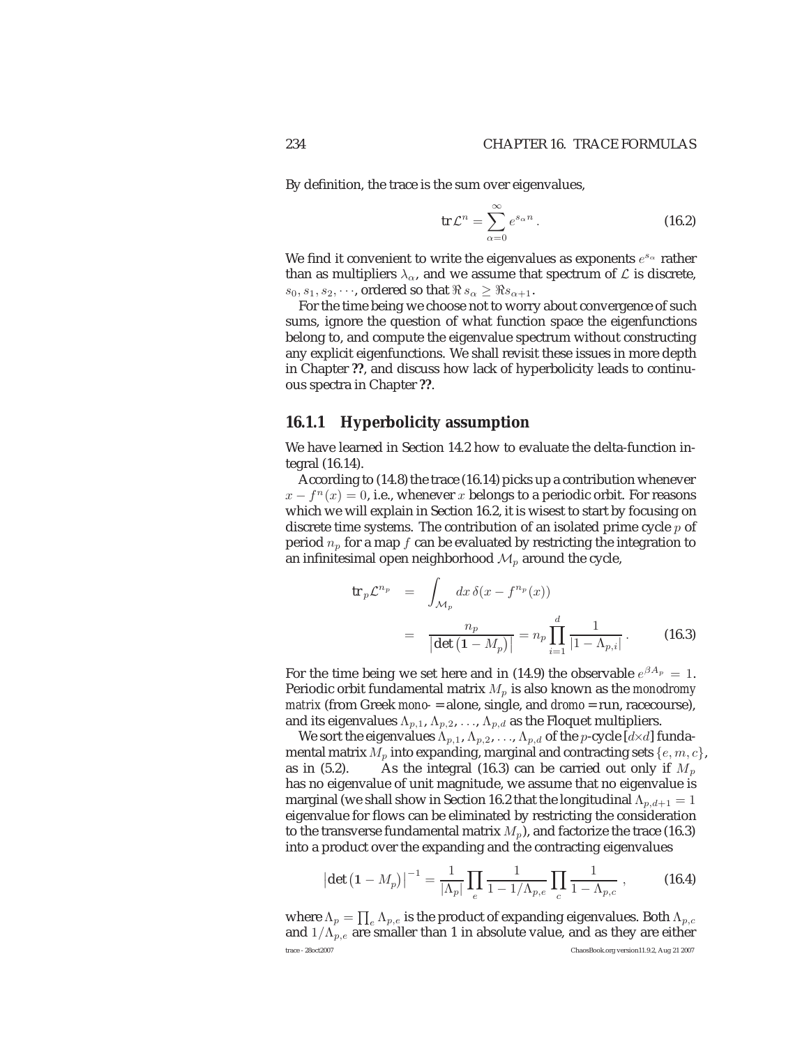By definition, the trace is the sum over eigenvalues,

$$
\mathrm{tr}\,\mathcal{L}^n = \sum_{\alpha=0}^{\infty} e^{s_\alpha n}\,. \tag{16.2}
$$

We find it convenient to write the eigenvalues as exponents $e^{s_\alpha}$ rather than as multipliers $\lambda_\alpha$, and we assume that spectrum of $\mathcal{L}$ is discrete, $s_0, s_1, s_2, \cdots$, ordered so that $\Re\, s_\alpha \geq \Re s_{\alpha+1}$.

For the time being we choose not to worry about convergence of such sums, ignore the question of what function space the eigenfunctions belong to, and compute the eigenvalue spectrum without constructing any explicit eigenfunctions. We shall revisit these issues in more depth in Chapter **??**, and discuss how lack of hyperbolicity leads to continuous spectra in Chapter **??**.

### 16.1.1 Hyperbolicity assumption

We have learned in Section 14.2 how to evaluate the delta-function integral (16.14).

According to (14.8) the trace (16.14) picks up a contribution whenever $x - f^n(x) = 0$, i.e., whenever $x$ belongs to a periodic orbit. For reasons which we will explain in Section 16.2, it is wisest to start by focusing on discrete time systems. The contribution of an isolated prime cycle $p$ of period $n_p$ for a map $f$ can be evaluated by restricting the integration to an infinitesimal open neighborhood $\mathcal{M}_p$ around the cycle,

$$
\begin{aligned}
\mathrm{tr}_p \mathcal{L}^{n_p} &= \int_{\mathcal{M}_p} dx\, \delta(x - f^{n_p}(x)) \\
&= \frac{n_p}{\left|\det\left(\mathbf{1} - M_p\right)\right|} = n_p \prod_{i=1}^{d} \frac{1}{|1 - \Lambda_{p,i}|}\,.
\end{aligned} \tag{16.3}
$$

For the time being we set here and in (14.9) the observable $e^{\beta A_p} = 1$. Periodic orbit fundamental matrix $M_p$ is also known as the *monodromy matrix* (from Greek *mono-* = alone, single, and *dromo* = run, racecourse), and its eigenvalues $\Lambda_{p,1}, \Lambda_{p,2}, \ldots, \Lambda_{p,d}$ as the Floquet multipliers.

We sort the eigenvalues $\Lambda_{p,1}, \Lambda_{p,2}, \ldots, \Lambda_{p,d}$ of the $p$-cycle $[d\times d]$ fundamental matrix $M_p$ into expanding, marginal and contracting sets $\{e, m, c\}$, as in (5.2). As the integral (16.3) can be carried out only if $M_p$ has no eigenvalue of unit magnitude, we assume that no eigenvalue is marginal (we shall show in Section 16.2 that the longitudinal $\Lambda_{p,d+1} = 1$ eigenvalue for flows can be eliminated by restricting the consideration to the transverse fundamental matrix $M_p$), and factorize the trace (16.3) into a product over the expanding and the contracting eigenvalues

$$
\left|\det\left(\mathbf{1} - M_p\right)\right|^{-1} = \frac{1}{|\Lambda_p|} \prod_e \frac{1}{1 - 1/\Lambda_{p,e}} \prod_c \frac{1}{1 - \Lambda_{p,c}}\,, \tag{16.4}
$$

where $\Lambda_p = \prod_e \Lambda_{p,e}$ is the product of expanding eigenvalues. Both $\Lambda_{p,c}$ and $1/\Lambda_{p,e}$ are smaller than 1 in absolute value, and as they are either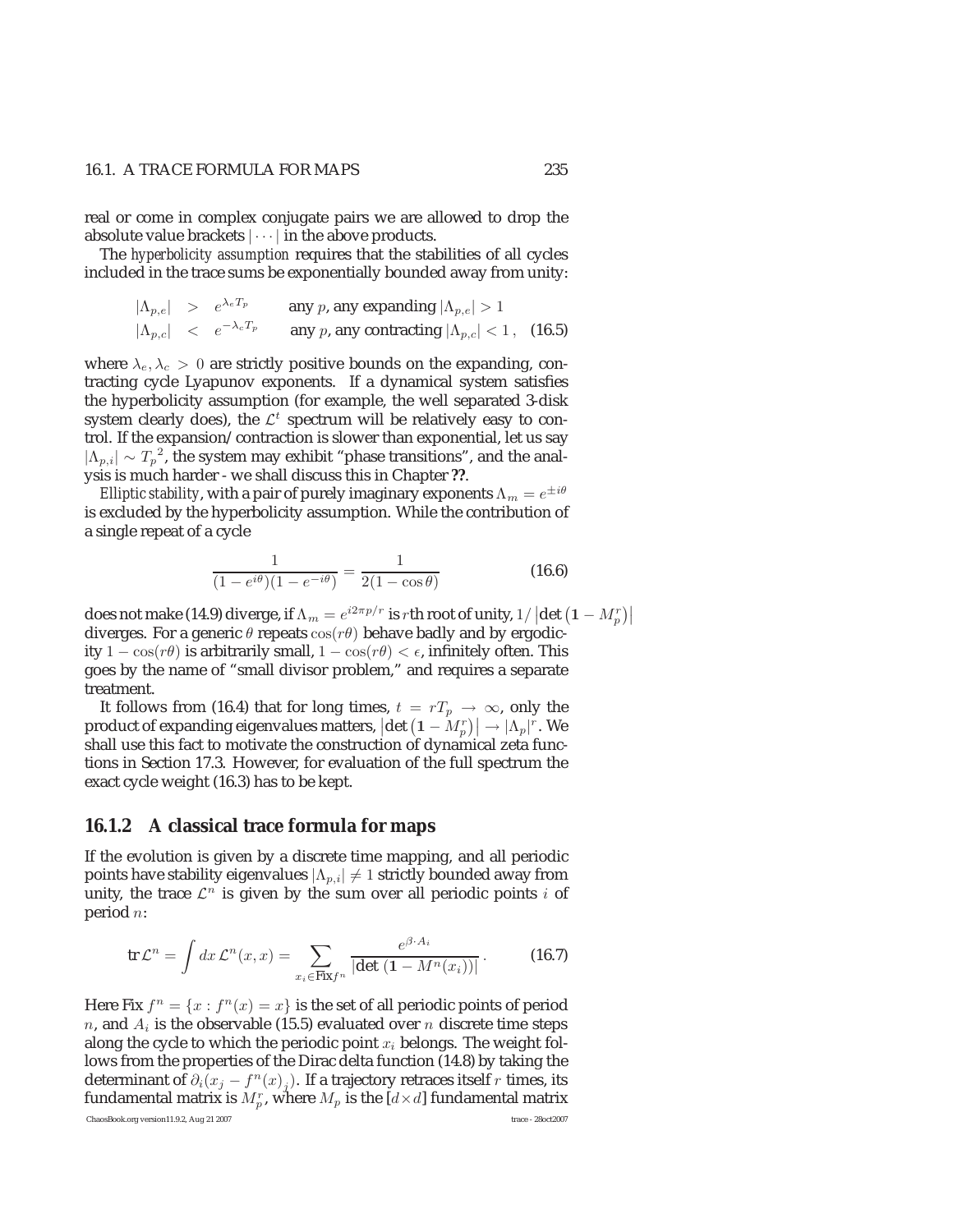real or come in complex conjugate pairs we are allowed to drop the absolute value brackets $|\cdots|$ in the above products.

The *hyperbolicity assumption* requires that the stabilities of all cycles included in the trace sums be exponentially bounded away from unity:

$$
\begin{array}{lll}
|\Lambda_{p,e}| & > & e^{\lambda_e T_p} \qquad \text{any } p \text{, any expanding } |\Lambda_{p,e}| > 1 \\
|\Lambda_{p,c}| & < & e^{-\lambda_c T_p} \qquad \text{any } p \text{, any contracting } |\Lambda_{p,c}| < 1 \, ,
\end{array}
\tag{16.5}
$$

where $\lambda_e, \lambda_c > 0$ are strictly positive bounds on the expanding, contracting cycle Lyapunov exponents. If a dynamical system satisfies the hyperbolicity assumption (for example, the well separated 3-disk system clearly does), the $\mathcal{L}^t$ spectrum will be relatively easy to control. If the expansion/contraction is slower than exponential, let us say $|\Lambda_{p,i}| \sim {T_p}^2$, the system may exhibit "phase transitions", and the analysis is much harder - we shall discuss this in Chapter **??**.

*Elliptic stability*, with a pair of purely imaginary exponents $\Lambda_m = e^{\pm i\theta}$ is excluded by the hyperbolicity assumption. While the contribution of a single repeat of a cycle

$$
\frac{1}{(1-e^{i\theta})(1-e^{-i\theta})} = \frac{1}{2(1-\cos\theta)}
\tag{16.6}
$$

does not make (14.9) diverge, if $\Lambda_m = e^{i2\pi p/r}$ is $r$th root of unity, $1/\left|\det\left(\mathbf{1} - M_p^r\right)\right|$ diverges. For a generic $\theta$ repeats $\cos(r\theta)$ behave badly and by ergodicity $1-\cos(r\theta)$ is arbitrarily small, $1-\cos(r\theta) < \epsilon$, infinitely often. This goes by the name of "small divisor problem," and requires a separate treatment.

It follows from (16.4) that for long times, $t = rT_p \to \infty$, only the product of expanding eigenvalues matters, $\left|\det\left(\mathbf{1} - M_p^r\right)\right| \to |\Lambda_p|^r$. We shall use this fact to motivate the construction of dynamical zeta functions in Section 17.3. However, for evaluation of the full spectrum the exact cycle weight (16.3) has to be kept.

### 16.1.2 A classical trace formula for maps

If the evolution is given by a discrete time mapping, and all periodic points have stability eigenvalues $|\Lambda_{p,i}| \neq 1$ strictly bounded away from unity, the trace $\mathcal{L}^n$ is given by the sum over all periodic points $i$ of period $n$:

$$
\mathrm{tr}\,\mathcal{L}^n = \int dx\, \mathcal{L}^n(x,x) = \sum_{x_i \in \mathrm{Fix} f^n} \frac{e^{\beta\cdot A_i}}{|\det\left(\mathbf{1} - M^n(x_i)\right)|} \, .
\tag{16.7}
$$

Here $\mathrm{Fix}\, f^n = \{x : f^n(x) = x\}$ is the set of all periodic points of period $n$, and $A_i$ is the observable (15.5) evaluated over $n$ discrete time steps along the cycle to which the periodic point $x_i$ belongs. The weight follows from the properties of the Dirac delta function (14.8) by taking the determinant of $\partial_i(x_j - f^n(x)_j)$. If a trajectory retraces itself $r$ times, its fundamental matrix is $M_p^r$, where $M_p$ is the $[d\times d]$ fundamental matrix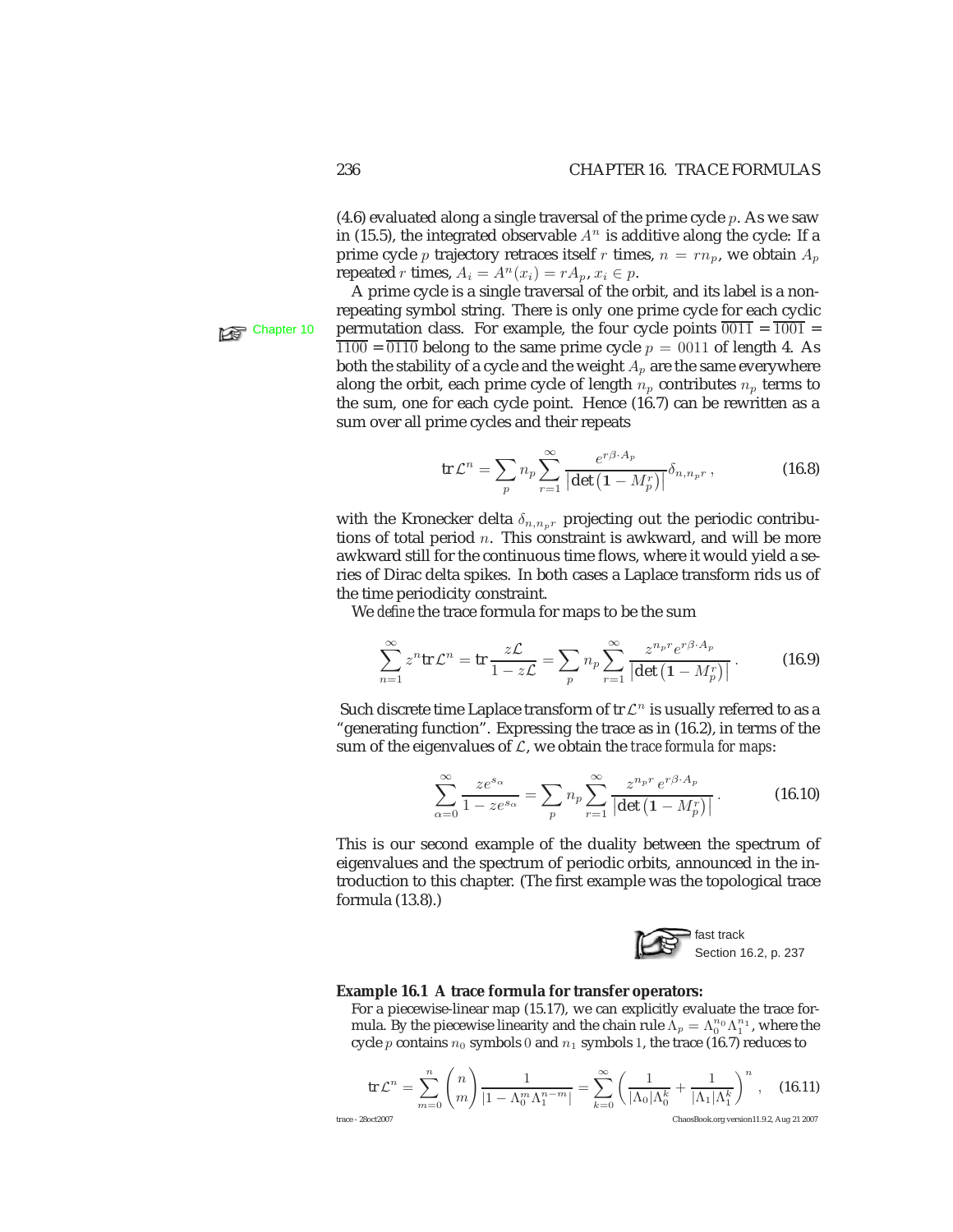(4.6) evaluated along a single traversal of the prime cycle $p$. As we saw in (15.5), the integrated observable $A^n$ is additive along the cycle: If a prime cycle $p$ trajectory retraces itself $r$ times, $n = rn_p$, we obtain $A_p$ repeated $r$ times, $A_i = A^n(x_i) = rA_p$, $x_i \in p$.

A prime cycle is a single traversal of the orbit, and its label is a non-repeating symbol string. There is only one prime cycle for each cyclic permutation class. For example, the four cycle points $\overline{0011} = \overline{1001} = \overline{1100} = \overline{0110}$ belong to the same prime cycle $p = 0011$ of length 4. As both the stability of a cycle and the weight $A_p$ are the same everywhere along the orbit, each prime cycle of length $n_p$ contributes $n_p$ terms to the sum, one for each cycle point. Hence (16.7) can be rewritten as a sum over all prime cycles and their repeats

Chapter 10

$$\mathrm{tr}\,\mathcal{L}^n = \sum_p n_p \sum_{r=1}^{\infty} \frac{e^{r\beta\cdot A_p}}{\left|\det\left(\mathbf{1} - M_p^r\right)\right|}\delta_{n,n_p r}\,, \tag{16.8}$$

with the Kronecker delta $\delta_{n,n_p r}$ projecting out the periodic contributions of total period $n$. This constraint is awkward, and will be more awkward still for the continuous time flows, where it would yield a series of Dirac delta spikes. In both cases a Laplace transform rids us of the time periodicity constraint.

We *define* the trace formula for maps to be the sum

$$\sum_{n=1}^{\infty} z^n \mathrm{tr}\,\mathcal{L}^n = \mathrm{tr}\,\frac{z\mathcal{L}}{1 - z\mathcal{L}} = \sum_p n_p \sum_{r=1}^{\infty} \frac{z^{n_p r} e^{r\beta\cdot A_p}}{\left|\det\left(\mathbf{1} - M_p^r\right)\right|}\,. \tag{16.9}$$

Such discrete time Laplace transform of $\mathrm{tr}\,\mathcal{L}^n$ is usually referred to as a "generating function". Expressing the trace as in (16.2), in terms of the sum of the eigenvalues of $\mathcal{L}$, we obtain the *trace formula for maps*:

$$\sum_{\alpha=0}^{\infty} \frac{z e^{s_\alpha}}{1 - z e^{s_\alpha}} = \sum_p n_p \sum_{r=1}^{\infty} \frac{z^{n_p r}\, e^{r\beta\cdot A_p}}{\left|\det\left(\mathbf{1} - M_p^r\right)\right|}\,. \tag{16.10}$$

This is our second example of the duality between the spectrum of eigenvalues and the spectrum of periodic orbits, announced in the introduction to this chapter. (The first example was the topological trace formula (13.8).)

fast track
Section 16.2, p. 237

**Example 16.1 A trace formula for transfer operators:**

For a piecewise-linear map (15.17), we can explicitly evaluate the trace formula. By the piecewise linearity and the chain rule $\Lambda_p = \Lambda_0^{n_0}\Lambda_1^{n_1}$, where the cycle $p$ contains $n_0$ symbols $0$ and $n_1$ symbols $1$, the trace (16.7) reduces to

$$\mathrm{tr}\,\mathcal{L}^n = \sum_{m=0}^{n} \binom{n}{m} \frac{1}{|1 - \Lambda_0^m \Lambda_1^{n-m}|} = \sum_{k=0}^{\infty} \left( \frac{1}{|\Lambda_0|\Lambda_0^k} + \frac{1}{|\Lambda_1|\Lambda_1^k} \right)^n\,, \tag{16.11}$$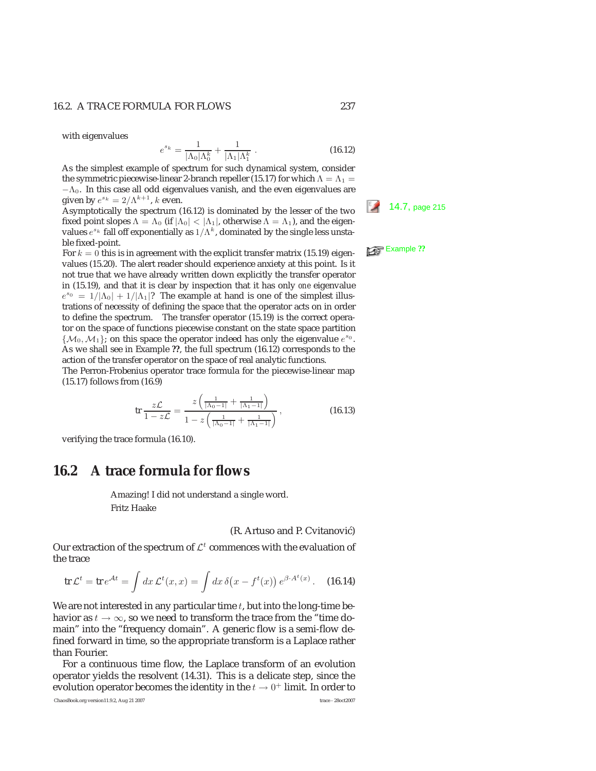with eigenvalues

$$e^{s_k} = \frac{1}{|\Lambda_0|\Lambda_0^k} + \frac{1}{|\Lambda_1|\Lambda_1^k} \,. \tag{16.12}$$

As the simplest example of spectrum for such dynamical system, consider the symmetric piecewise-linear 2-branch repeller (15.17) for which $\Lambda = \Lambda_1 = -\Lambda_0$. In this case all odd eigenvalues vanish, and the even eigenvalues are given by $e^{s_k} = 2/\Lambda^{k+1}$, $k$ even.

14.7, page 215

Asymptotically the spectrum (16.12) is dominated by the lesser of the two fixed point slopes $\Lambda = \Lambda_0$ (if $|\Lambda_0| < |\Lambda_1|$, otherwise $\Lambda = \Lambda_1$), and the eigenvalues $e^{s_k}$ fall off exponentially as $1/\Lambda^k$, dominated by the single less unstable fixed-point.

Example ??

For $k = 0$ this is in agreement with the explicit transfer matrix (15.19) eigenvalues (15.20). The alert reader should experience anxiety at this point. Is it not true that we have already written down explicitly the transfer operator in (15.19), and that it is clear by inspection that it has only *one* eigenvalue $e^{s_0} = 1/|\Lambda_0| + 1/|\Lambda_1|$? The example at hand is one of the simplest illustrations of necessity of defining the space that the operator acts on in order to define the spectrum. The transfer operator (15.19) is the correct operator on the space of functions piecewise constant on the state space partition $\{\mathcal{M}_0, \mathcal{M}_1\}$; on this space the operator indeed has only the eigenvalue $e^{s_0}$. As we shall see in Example **??**, the full spectrum (16.12) corresponds to the action of the transfer operator on the space of real analytic functions.

The Perron-Frobenius operator trace formula for the piecewise-linear map (15.17) follows from (16.9)

$$\mathrm{tr}\,\frac{z\mathcal{L}}{1 - z\mathcal{L}} = \frac{z\left(\frac{1}{|\Lambda_0 - 1|} + \frac{1}{|\Lambda_1 - 1|}\right)}{1 - z\left(\frac{1}{|\Lambda_0 - 1|} + \frac{1}{|\Lambda_1 - 1|}\right)} \,, \tag{16.13}$$

verifying the trace formula (16.10).

## 16.2 A trace formula for flows

> Amazing! I did not understand a single word.
> Fritz Haake

(R. Artuso and P. Cvitanović)

Our extraction of the spectrum of $\mathcal{L}^t$ commences with the evaluation of the trace

$$\mathrm{tr}\,\mathcal{L}^t = \mathrm{tr}\,e^{\mathcal{A}t} = \int dx\,\mathcal{L}^t(x,x) = \int dx\,\delta\big(x - f^t(x)\big)\,e^{\beta\cdot A^t(x)} \,. \tag{16.14}$$

We are not interested in any particular time $t$, but into the long-time behavior as $t \to \infty$, so we need to transform the trace from the "time domain" into the "frequency domain". A generic flow is a semi-flow defined forward in time, so the appropriate transform is a Laplace rather than Fourier.

For a continuous time flow, the Laplace transform of an evolution operator yields the resolvent (14.31). This is a delicate step, since the evolution operator becomes the identity in the $t \to 0^+$ limit. In order to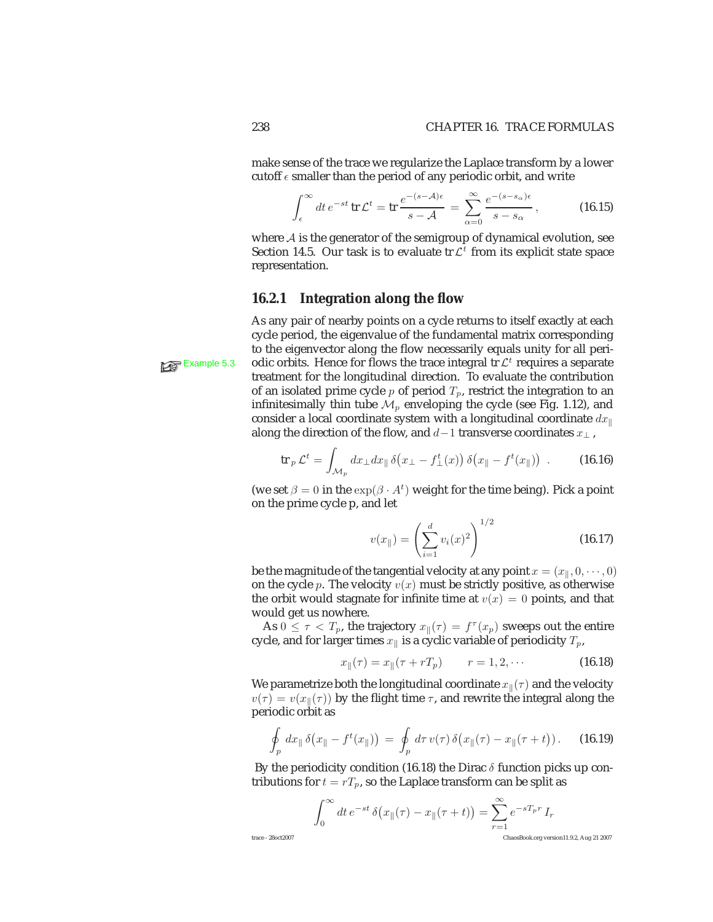make sense of the trace we regularize the Laplace transform by a lower cutoff $\epsilon$ smaller than the period of any periodic orbit, and write

$$\int_{\epsilon}^{\infty} dt\, e^{-st}\, \mathrm{tr}\,\mathcal{L}^t = \mathrm{tr}\,\frac{e^{-(s-\mathcal{A})\epsilon}}{s-\mathcal{A}} = \sum_{\alpha=0}^{\infty} \frac{e^{-(s-s_\alpha)\epsilon}}{s-s_\alpha}\,, \tag{16.15}$$

where $\mathcal{A}$ is the generator of the semigroup of dynamical evolution, see Section 14.5. Our task is to evaluate $\mathrm{tr}\,\mathcal{L}^t$ from its explicit state space representation.

### 16.2.1 Integration along the flow

As any pair of nearby points on a cycle returns to itself exactly at each cycle period, the eigenvalue of the fundamental matrix corresponding to the eigenvector along the flow necessarily equals unity for all periodic orbits. Hence for flows the trace integral $\mathrm{tr}\,\mathcal{L}^t$ requires a separate treatment for the longitudinal direction. To evaluate the contribution of an isolated prime cycle $p$ of period $T_p$, restrict the integration to an infinitesimally thin tube $\mathcal{M}_p$ enveloping the cycle (see Fig. 1.12), and consider a local coordinate system with a longitudinal coordinate $dx_\parallel$ along the direction of the flow, and $d-1$ transverse coordinates $x_\perp$ ,

Example 5.3

$$\mathrm{tr}_p\,\mathcal{L}^t = \int_{\mathcal{M}_p} dx_\perp dx_\parallel\, \delta\big(x_\perp - f_\perp^t(x)\big)\, \delta\big(x_\parallel - f^t(x_\parallel)\big)\ . \tag{16.16}$$

(we set $\beta = 0$ in the $\exp(\beta \cdot A^t)$ weight for the time being). Pick a point on the prime cycle p, and let

$$v(x_\parallel) = \left(\sum_{i=1}^{d} v_i(x)^2\right)^{1/2} \tag{16.17}$$

be the magnitude of the tangential velocity at any point $x = (x_\parallel, 0, \cdots, 0)$ on the cycle $p$. The velocity $v(x)$ must be strictly positive, as otherwise the orbit would stagnate for infinite time at $v(x) = 0$ points, and that would get us nowhere.

As $0 \leq \tau < T_p$, the trajectory $x_\parallel(\tau) = f^\tau(x_p)$ sweeps out the entire cycle, and for larger times $x_\parallel$ is a cyclic variable of periodicity $T_p$,

$$x_\parallel(\tau) = x_\parallel(\tau + rT_p) \qquad r = 1, 2, \cdots \tag{16.18}$$

We parametrize both the longitudinal coordinate $x_\parallel(\tau)$ and the velocity $v(\tau) = v(x_\parallel(\tau))$ by the flight time $\tau$, and rewrite the integral along the periodic orbit as

$$\oint_p dx_\parallel\, \delta\big(x_\parallel - f^t(x_\parallel)\big) = \oint_p d\tau\, v(\tau)\, \delta\big(x_\parallel(\tau) - x_\parallel(\tau + t)\big)\,. \tag{16.19}$$

By the periodicity condition (16.18) the Dirac $\delta$ function picks up contributions for $t = rT_p$, so the Laplace transform can be split as

$$\int_0^\infty dt\, e^{-st}\, \delta\big(x_\parallel(\tau) - x_\parallel(\tau + t)\big) = \sum_{r=1}^{\infty} e^{-sT_p r}\, I_r$$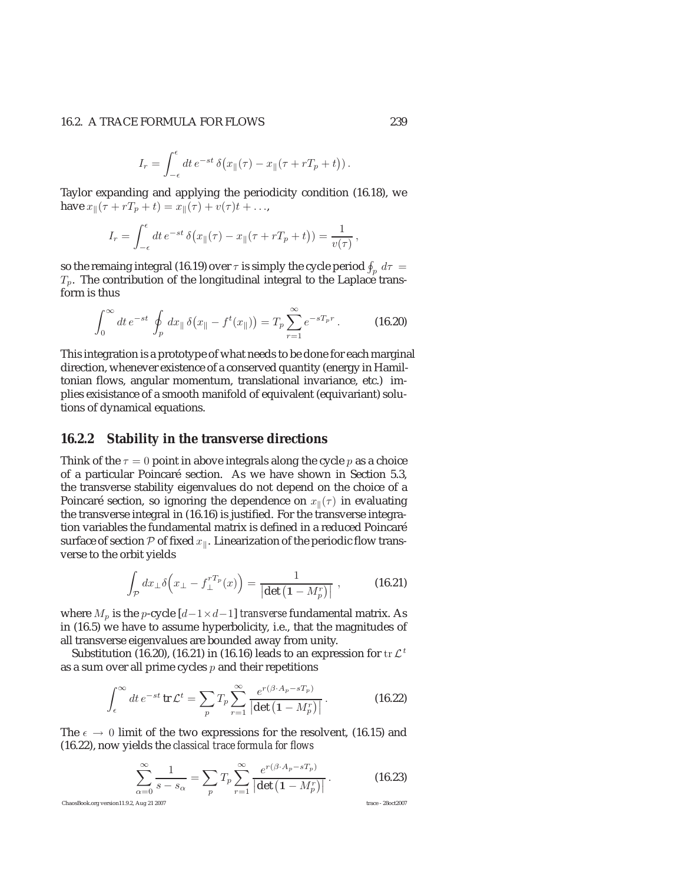$$I_r = \int_{-\epsilon}^{\epsilon} dt\, e^{-st}\, \delta\big(x_\parallel(\tau) - x_\parallel(\tau + rT_p + t)\big) \,.$$

Taylor expanding and applying the periodicity condition (16.18), we have $x_\parallel(\tau + rT_p + t) = x_\parallel(\tau) + v(\tau)t + \ldots$,

$$I_r = \int_{-\epsilon}^{\epsilon} dt\, e^{-st}\, \delta\big(x_\parallel(\tau) - x_\parallel(\tau + rT_p + t)\big) = \frac{1}{v(\tau)} \,,$$

so the remaing integral (16.19) over $\tau$ is simply the cycle period $\oint_p d\tau = T_p$. The contribution of the longitudinal integral to the Laplace transform is thus

$$\int_0^\infty dt\, e^{-st} \oint_p dx_\parallel\, \delta\big(x_\parallel - f^t(x_\parallel)\big) = T_p \sum_{r=1}^{\infty} e^{-sT_p r} \,. \tag{16.20}$$

This integration is a prototype of what needs to be done for each marginal direction, whenever existence of a conserved quantity (energy in Hamiltonian flows, angular momentum, translational invariance, etc.) implies exisistance of a smooth manifold of equivalent (equivariant) solutions of dynamical equations.

### 16.2.2 Stability in the transverse directions

Think of the $\tau = 0$ point in above integrals along the cycle $p$ as a choice of a particular Poincaré section. As we have shown in Section 5.3, the transverse stability eigenvalues do not depend on the choice of a Poincaré section, so ignoring the dependence on $x_\parallel(\tau)$ in evaluating the transverse integral in (16.16) is justified. For the transverse integration variables the fundamental matrix is defined in a reduced Poincaré surface of section $\mathcal{P}$ of fixed $x_\parallel$. Linearization of the periodic flow transverse to the orbit yields

$$\int_{\mathcal{P}} dx_\perp \delta\Big(x_\perp - f_\perp^{rT_p}(x)\Big) = \frac{1}{\left|\det\left(\mathbf{1} - M_p^r\right)\right|} \,, \tag{16.21}$$

where $M_p$ is the $p$-cycle $[d{-}1 \times d{-}1]$ *transverse* fundamental matrix. As in (16.5) we have to assume hyperbolicity, i.e., that the magnitudes of all transverse eigenvalues are bounded away from unity.

Substitution (16.20), (16.21) in (16.16) leads to an expression for $\mathrm{tr}\,\mathcal{L}^t$ as a sum over all prime cycles $p$ and their repetitions

$$\int_\epsilon^\infty dt\, e^{-st}\, \mathrm{tr}\,\mathcal{L}^t = \sum_p T_p \sum_{r=1}^{\infty} \frac{e^{r(\beta\cdot A_p - sT_p)}}{\left|\det\left(\mathbf{1} - M_p^r\right)\right|} \,. \tag{16.22}$$

The $\epsilon \to 0$ limit of the two expressions for the resolvent, (16.15) and (16.22), now yields the *classical trace formula for flows*

$$\sum_{\alpha=0}^{\infty} \frac{1}{s - s_\alpha} = \sum_p T_p \sum_{r=1}^{\infty} \frac{e^{r(\beta\cdot A_p - sT_p)}}{\left|\det\left(\mathbf{1} - M_p^r\right)\right|} \,. \tag{16.23}$$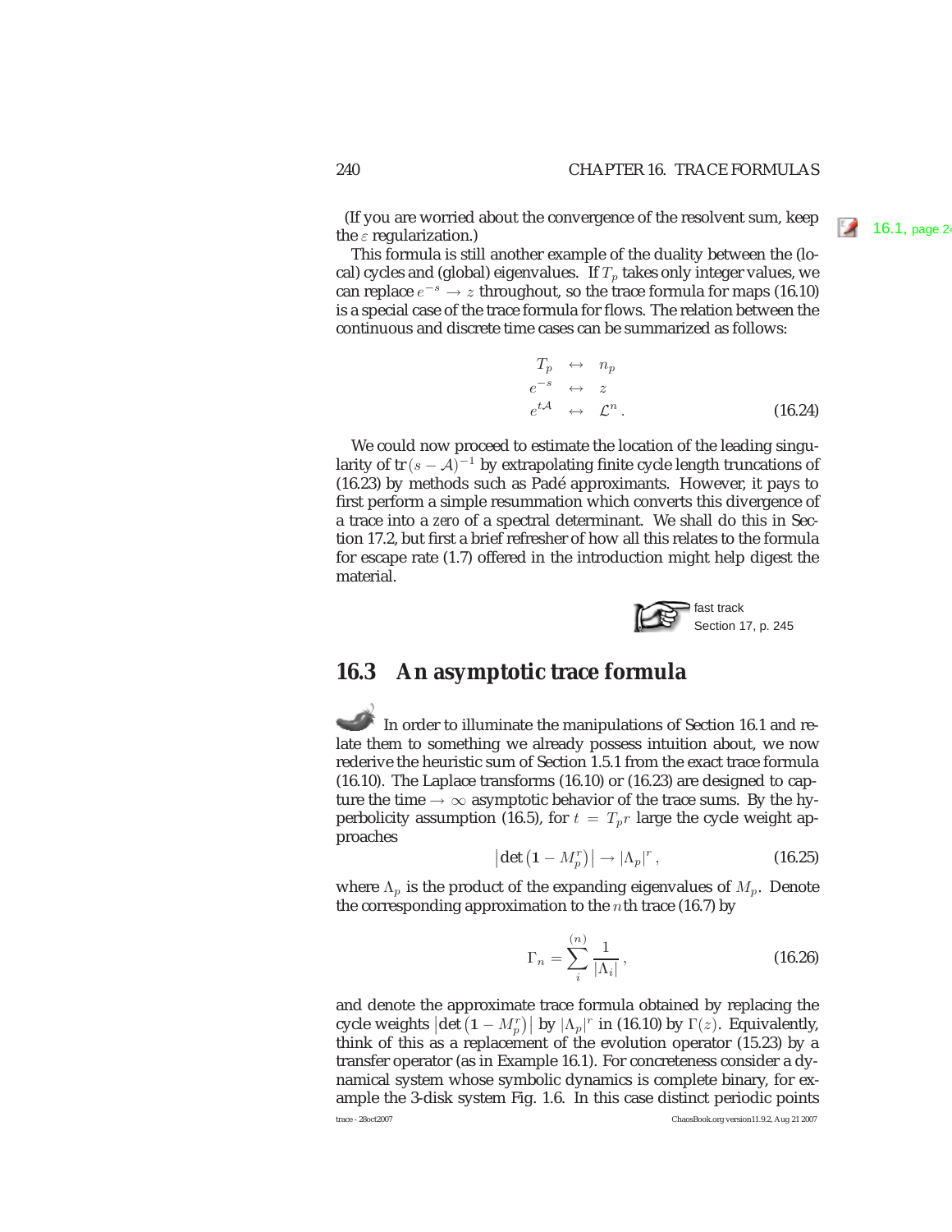(If you are worried about the convergence of the resolvent sum, keep the $\varepsilon$ regularization.)

16.1, page 24

This formula is still another example of the duality between the (local) cycles and (global) eigenvalues. If $T_p$ takes only integer values, we can replace $e^{-s} \to z$ throughout, so the trace formula for maps (16.10) is a special case of the trace formula for flows. The relation between the continuous and discrete time cases can be summarized as follows:

$$
\begin{aligned}
T_p &\leftrightarrow n_p \\
e^{-s} &\leftrightarrow z \\
e^{t\mathcal{A}} &\leftrightarrow \mathcal{L}^n .
\end{aligned}
\tag{16.24}
$$

We could now proceed to estimate the location of the leading singularity of $\text{tr}\,(s - \mathcal{A})^{-1}$ by extrapolating finite cycle length truncations of (16.23) by methods such as Padé approximants. However, it pays to first perform a simple resummation which converts this divergence of a trace into a *zero* of a spectral determinant. We shall do this in Section 17.2, but first a brief refresher of how all this relates to the formula for escape rate (1.7) offered in the introduction might help digest the material.

fast track
Section 17, p. 245

## 16.3 An asymptotic trace formula

In order to illuminate the manipulations of Section 16.1 and relate them to something we already possess intuition about, we now rederive the heuristic sum of Section 1.5.1 from the exact trace formula (16.10). The Laplace transforms (16.10) or (16.23) are designed to capture the time $\to \infty$ asymptotic behavior of the trace sums. By the hyperbolicity assumption (16.5), for $t = T_p r$ large the cycle weight approaches

$$
\left|\det\left(\mathbf{1} - M_p^r\right)\right| \to |\Lambda_p|^r \,,
\tag{16.25}
$$

where $\Lambda_p$ is the product of the expanding eigenvalues of $M_p$. Denote the corresponding approximation to the $n$th trace (16.7) by

$$
\Gamma_n = \sum_i^{(n)} \frac{1}{|\Lambda_i|} \,,
\tag{16.26}
$$

and denote the approximate trace formula obtained by replacing the cycle weights $\left|\det\left(\mathbf{1} - M_p^r\right)\right|$ by $|\Lambda_p|^r$ in (16.10) by $\Gamma(z)$. Equivalently, think of this as a replacement of the evolution operator (15.23) by a transfer operator (as in Example 16.1). For concreteness consider a dynamical system whose symbolic dynamics is complete binary, for example the 3-disk system Fig. 1.6. In this case distinct periodic points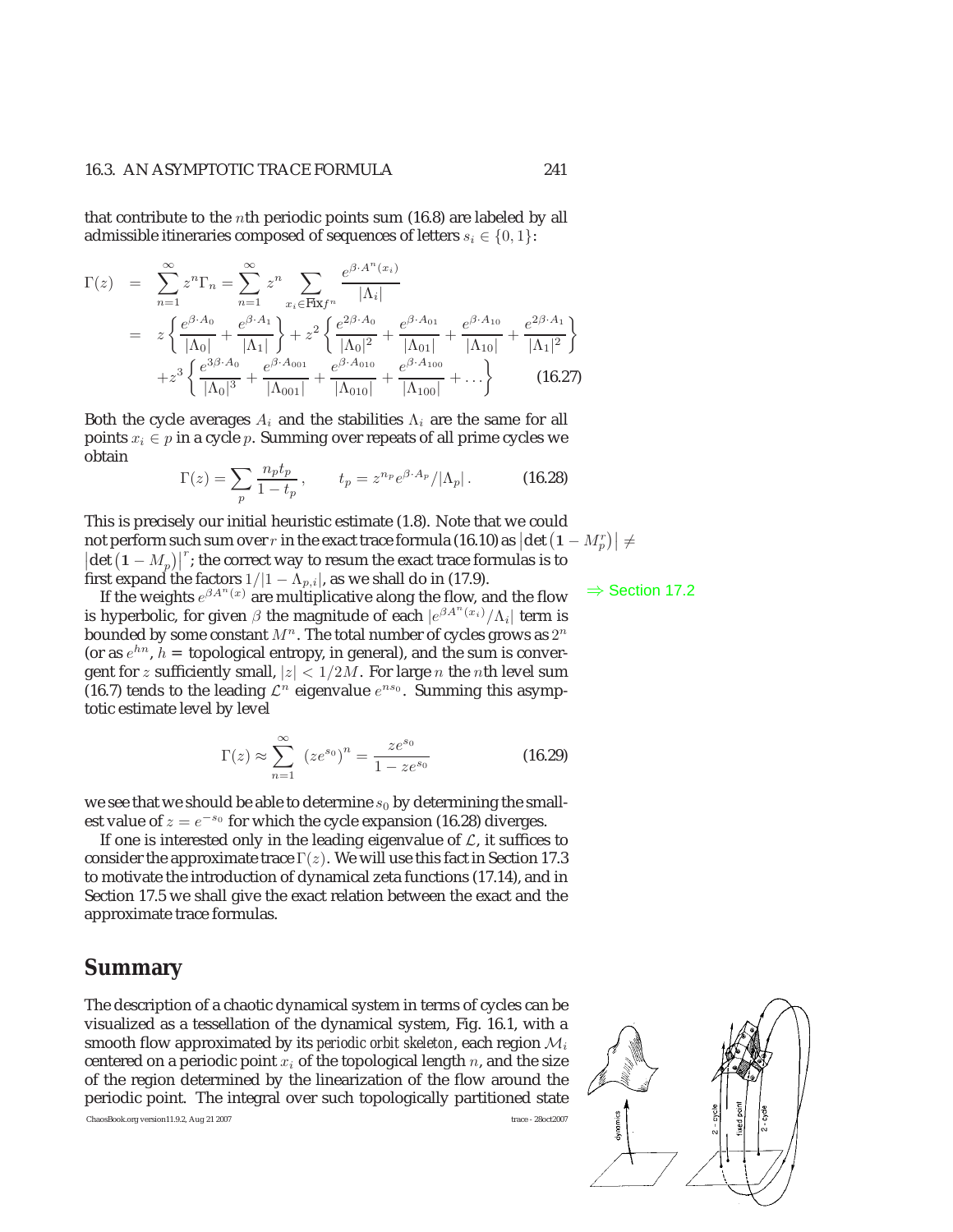that contribute to the $n$th periodic points sum (16.8) are labeled by all admissible itineraries composed of sequences of letters $s_i \in \{0, 1\}$:

$$
\begin{aligned}
\Gamma(z) &= \sum_{n=1}^{\infty} z^n \Gamma_n = \sum_{n=1}^{\infty} z^n \sum_{x_i \in \mathrm{Fix} f^n} \frac{e^{\beta \cdot A^n(x_i)}}{|\Lambda_i|} \\
&= z\left\{ \frac{e^{\beta \cdot A_0}}{|\Lambda_0|} + \frac{e^{\beta \cdot A_1}}{|\Lambda_1|} \right\} + z^2 \left\{ \frac{e^{2\beta \cdot A_0}}{|\Lambda_0|^2} + \frac{e^{\beta \cdot A_{01}}}{|\Lambda_{01}|} + \frac{e^{\beta \cdot A_{10}}}{|\Lambda_{10}|} + \frac{e^{2\beta \cdot A_1}}{|\Lambda_1|^2} \right\} \\
&\quad + z^3 \left\{ \frac{e^{3\beta \cdot A_0}}{|\Lambda_0|^3} + \frac{e^{\beta \cdot A_{001}}}{|\Lambda_{001}|} + \frac{e^{\beta \cdot A_{010}}}{|\Lambda_{010}|} + \frac{e^{\beta \cdot A_{100}}}{|\Lambda_{100}|} + \ldots \right\} \qquad (16.27)
\end{aligned}
$$

Both the cycle averages $A_i$ and the stabilities $\Lambda_i$ are the same for all points $x_i \in p$ in a cycle $p$. Summing over repeats of all prime cycles we obtain

$$
\Gamma(z) = \sum_p \frac{n_p t_p}{1 - t_p}, \qquad t_p = z^{n_p} e^{\beta \cdot A_p} / |\Lambda_p|. \qquad (16.28)
$$

This is precisely our initial heuristic estimate (1.8). Note that we could not perform such sum over $r$ in the exact trace formula (16.10) as $\left|\det\left(\mathbf{1} - M_p^r\right)\right| \neq \left|\det\left(\mathbf{1} - M_p\right)\right|^r$; the correct way to resum the exact trace formulas is to first expand the factors $1/|1 - \Lambda_{p,i}|$, as we shall do in (17.9).

⇒ Section 17.2

If the weights $e^{\beta A^n(x)}$ are multiplicative along the flow, and the flow is hyperbolic, for given $\beta$ the magnitude of each $|e^{\beta A^n(x_i)}/\Lambda_i|$ term is bounded by some constant $M^n$. The total number of cycles grows as $2^n$ (or as $e^{hn}$, $h$ = topological entropy, in general), and the sum is convergent for $z$ sufficiently small, $|z| < 1/2M$. For large $n$ the $n$th level sum (16.7) tends to the leading $\mathcal{L}^n$ eigenvalue $e^{ns_0}$. Summing this asymptotic estimate level by level

$$
\Gamma(z) \approx \sum_{n=1}^{\infty} \left(z e^{s_0}\right)^n = \frac{z e^{s_0}}{1 - z e^{s_0}} \qquad (16.29)
$$

we see that we should be able to determine $s_0$ by determining the smallest value of $z = e^{-s_0}$ for which the cycle expansion (16.28) diverges.

If one is interested only in the leading eigenvalue of $\mathcal{L}$, it suffices to consider the approximate trace $\Gamma(z)$. We will use this fact in Section 17.3 to motivate the introduction of dynamical zeta functions (17.14), and in Section 17.5 we shall give the exact relation between the exact and the approximate trace formulas.

## Summary

The description of a chaotic dynamical system in terms of cycles can be visualized as a tessellation of the dynamical system, Fig. 16.1, with a smooth flow approximated by its *periodic orbit skeleton*, each region $\mathcal{M}_i$ centered on a periodic point $x_i$ of the topological length $n$, and the size of the region determined by the linearization of the flow around the periodic point. The integral over such topologically partitioned state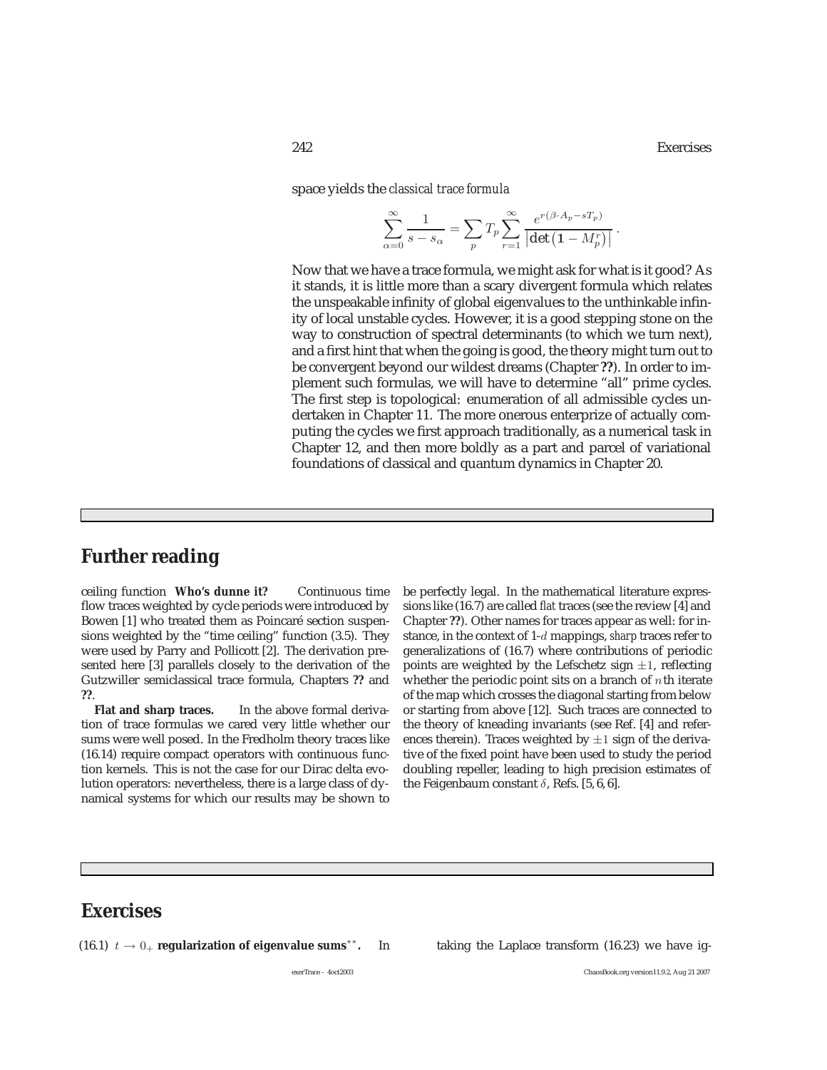space yields the *classical trace formula*

$$\sum_{\alpha=0}^{\infty} \frac{1}{s - s_\alpha} = \sum_p T_p \sum_{r=1}^{\infty} \frac{e^{r(\beta \cdot A_p - sT_p)}}{\left|\det\left(\mathbf{1} - M_p^r\right)\right|} .$$

Now that we have a trace formula, we might ask for what is it good? As it stands, it is little more than a scary divergent formula which relates the unspeakable infinity of global eigenvalues to the unthinkable infinity of local unstable cycles. However, it is a good stepping stone on the way to construction of spectral determinants (to which we turn next), and a first hint that when the going is good, the theory might turn out to be convergent beyond our wildest dreams (Chapter **??**). In order to implement such formulas, we will have to determine "all" prime cycles. The first step is topological: enumeration of all admissible cycles undertaken in Chapter 11. The more onerous enterprize of actually computing the cycles we first approach traditionally, as a numerical task in Chapter 12, and then more boldly as a part and parcel of variational foundations of classical and quantum dynamics in Chapter 20.

## Further reading

ceiling function **Who's dunne it?** Continuous time flow traces weighted by cycle periods were introduced by Bowen [1] who treated them as Poincaré section suspensions weighted by the "time ceiling" function (3.5). They were used by Parry and Pollicott [2]. The derivation presented here [3] parallels closely to the derivation of the Gutzwiller semiclassical trace formula, Chapters **??** and **??**.

**Flat and sharp traces.** In the above formal derivation of trace formulas we cared very little whether our sums were well posed. In the Fredholm theory traces like (16.14) require compact operators with continuous function kernels. This is not the case for our Dirac delta evolution operators: nevertheless, there is a large class of dynamical systems for which our results may be shown to be perfectly legal. In the mathematical literature expressions like (16.7) are called *flat* traces (see the review [4] and Chapter **??**). Other names for traces appear as well: for instance, in the context of 1-$d$ mappings, *sharp* traces refer to generalizations of (16.7) where contributions of periodic points are weighted by the Lefschetz sign $\pm 1$, reflecting whether the periodic point sits on a branch of $n$th iterate of the map which crosses the diagonal starting from below or starting from above [12]. Such traces are connected to the theory of kneading invariants (see Ref. [4] and references therein). Traces weighted by $\pm 1$ sign of the derivative of the fixed point have been used to study the period doubling repeller, leading to high precision estimates of the Feigenbaum constant $\delta$, Refs. [5, 6, 6].

## Exercises

(16.1) $t \to 0_+$ **regularization of eigenvalue sums**$^{**}$. In taking the Laplace transform (16.23) we have ig-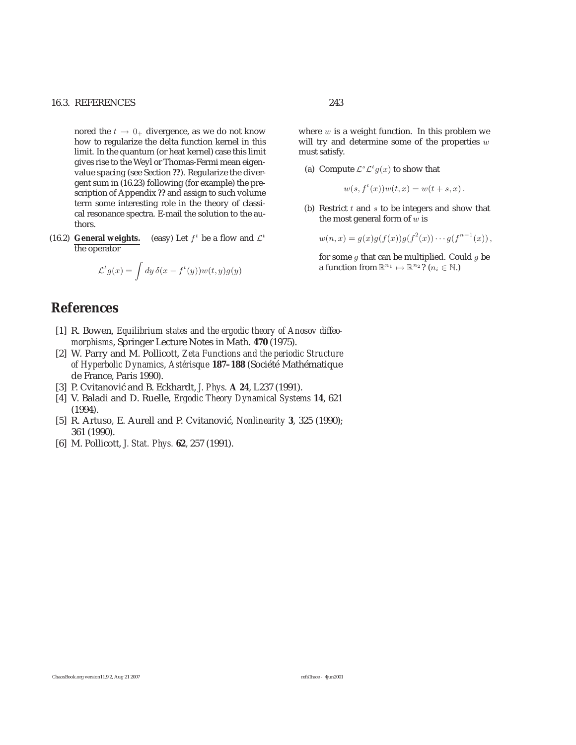nored the $t \to 0_+$ divergence, as we do not know how to regularize the delta function kernel in this limit. In the quantum (or heat kernel) case this limit gives rise to the Weyl or Thomas-Fermi mean eigenvalue spacing (see Section **??**). Regularize the divergent sum in (16.23) following (for example) the prescription of Appendix **??** and assign to such volume term some interesting role in the theory of classical resonance spectra. E-mail the solution to the authors.

(16.2) **General weights.** (easy) Let $f^t$ be a flow and $\mathcal{L}^t$ the operator

$$\mathcal{L}^t g(x) = \int dy\, \delta(x - f^t(y)) w(t, y) g(y)$$

where $w$ is a weight function. In this problem we will try and determine some of the properties $w$ must satisfy.

(a) Compute $\mathcal{L}^s \mathcal{L}^t g(x)$ to show that

$$w(s, f^t(x)) w(t, x) = w(t + s, x) .$$

(b) Restrict $t$ and $s$ to be integers and show that the most general form of $w$ is

$$w(n, x) = g(x) g(f(x)) g(f^2(x)) \cdots g(f^{n-1}(x)) ,$$

for some $g$ that can be multiplied. Could $g$ be a function from $\mathbb{R}^{n_1} \mapsto \mathbb{R}^{n_2}$? ($n_i \in \mathbb{N}$.)

## References

[1] R. Bowen, *Equilibrium states and the ergodic theory of Anosov diffeomorphisms*, Springer Lecture Notes in Math. **470** (1975).

[2] W. Parry and M. Pollicott, *Zeta Functions and the periodic Structure of Hyperbolic Dynamics*, *Astérisque* **187–188** (Société Mathématique de France, Paris 1990).

[3] P. Cvitanović and B. Eckhardt, *J. Phys.* **A 24**, L237 (1991).

[4] V. Baladi and D. Ruelle, *Ergodic Theory Dynamical Systems* **14**, 621 (1994).

[5] R. Artuso, E. Aurell and P. Cvitanović, *Nonlinearity* **3**, 325 (1990); 361 (1990).

[6] M. Pollicott, *J. Stat. Phys.* **62**, 257 (1991).